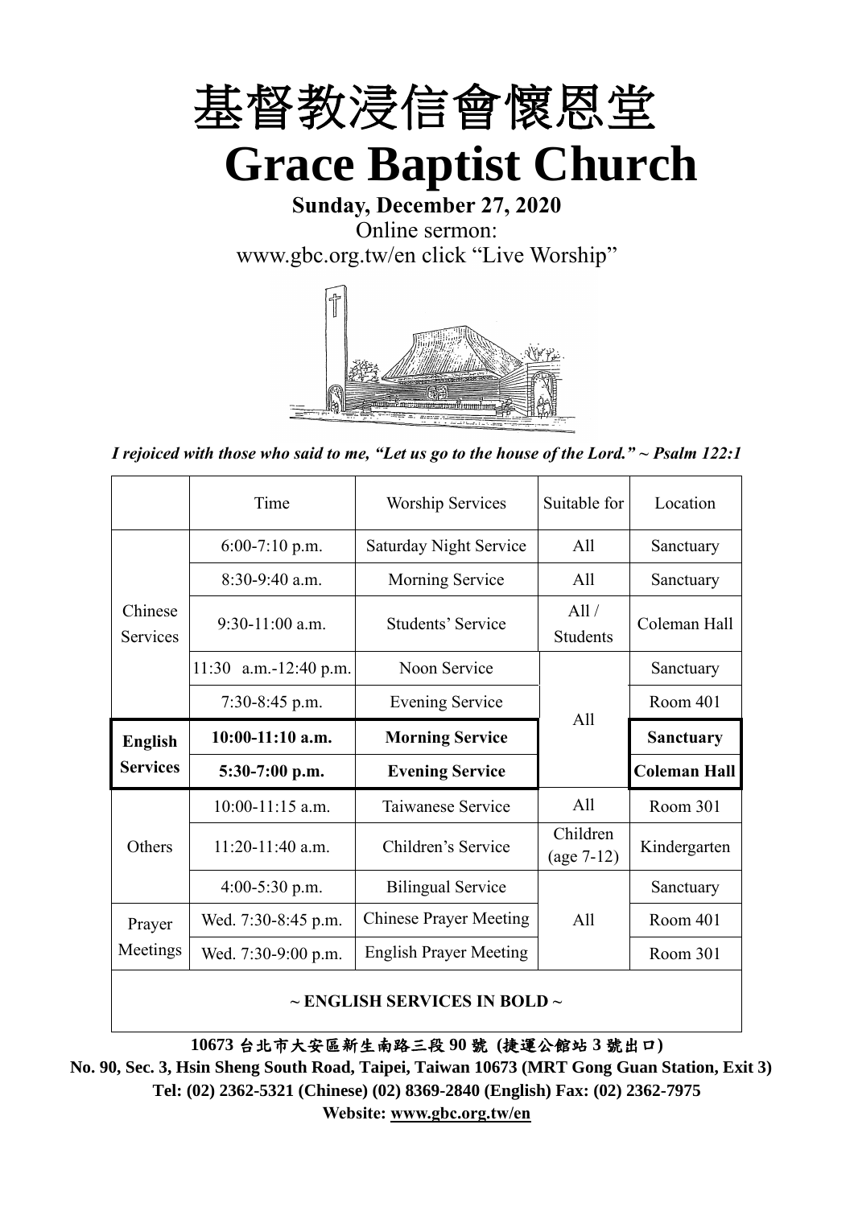# 基督教浸信會懷恩堂

# Grace Baptist Church

**Sunday, December 27, 2020**

Online sermon:

www.gbc.org.tw/en click "Live Worship"

*I rejoiced with those who said to me, "Let us go to the house of the Lord." ~ Psalm 122:1*

| | Time | Worship Services | Suitable for | Location |
|---|---|---|---|---|
| Chinese Services | 6:00-7:10 p.m. | Saturday Night Service | All | Sanctuary |
| | 8:30-9:40 a.m. | Morning Service | All | Sanctuary |
| | 9:30-11:00 a.m. | Students' Service | All / Students | Coleman Hall |
| | 11:30 a.m.-12:40 p.m. | Noon Service | All | Sanctuary |
| | 7:30-8:45 p.m. | Evening Service | | Room 401 |
| **English Services** | **10:00-11:10 a.m.** | **Morning Service** | | **Sanctuary** |
| | **5:30-7:00 p.m.** | **Evening Service** | | **Coleman Hall** |
| Others | 10:00-11:15 a.m. | Taiwanese Service | All | Room 301 |
| | 11:20-11:40 a.m. | Children's Service | Children (age 7-12) | Kindergarten |
| | 4:00-5:30 p.m. | Bilingual Service | All | Sanctuary |
| Prayer Meetings | Wed. 7:30-8:45 p.m. | Chinese Prayer Meeting | | Room 401 |
| | Wed. 7:30-9:00 p.m. | English Prayer Meeting | | Room 301 |

**~ ENGLISH SERVICES IN BOLD ~**

**10673 台北市大安區新生南路三段 90 號 (捷運公館站 3 號出口)**

**No. 90, Sec. 3, Hsin Sheng South Road, Taipei, Taiwan 10673 (MRT Gong Guan Station, Exit 3)**

**Tel: (02) 2362-5321 (Chinese) (02) 8369-2840 (English) Fax: (02) 2362-7975**

**Website: www.gbc.org.tw/en**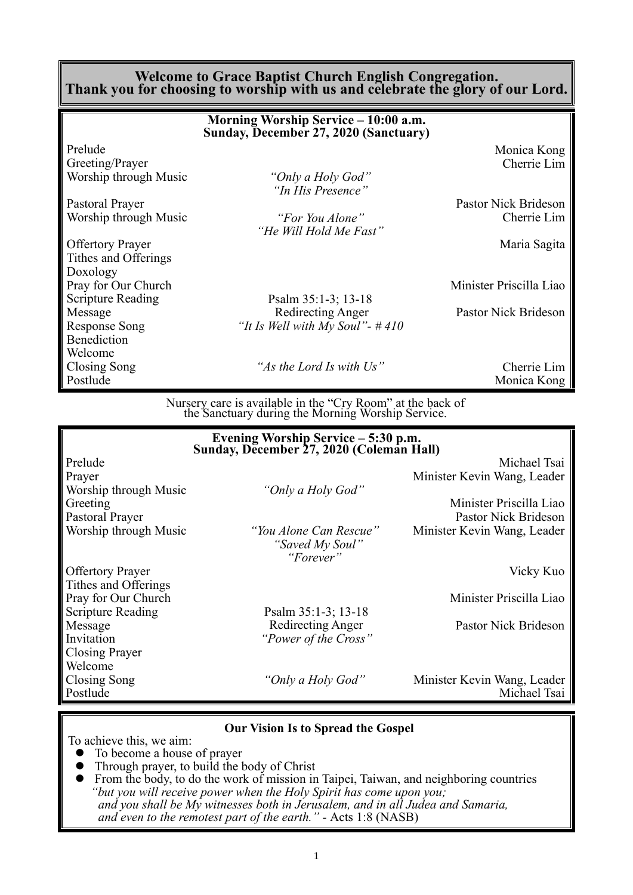# Welcome to Grace Baptist Church English Congregation.
# Thank you for choosing to worship with us and celebrate the glory of our Lord.

## Morning Worship Service – 10:00 a.m.
## Sunday, December 27, 2020 (Sanctuary)

| | | |
|---|---|---|
| Prelude | | Monica Kong |
| Greeting/Prayer | | Cherrie Lim |
| Worship through Music | *"Only a Holy God"*<br>*"In His Presence"* | |
| Pastoral Prayer | | Pastor Nick Brideson |
| Worship through Music | *"For You Alone"*<br>*"He Will Hold Me Fast"* | Cherrie Lim |
| Offertory Prayer | | Maria Sagita |
| Tithes and Offerings | | |
| Doxology | | |
| Pray for Our Church | | Minister Priscilla Liao |
| Scripture Reading | Psalm 35:1-3; 13-18 | |
| Message | Redirecting Anger | Pastor Nick Brideson |
| Response Song | *"It Is Well with My Soul"- # 410* | |
| Benediction | | |
| Welcome | | |
| Closing Song | *"As the Lord Is with Us"* | Cherrie Lim |
| Postlude | | Monica Kong |

Nursery care is available in the "Cry Room" at the back of the Sanctuary during the Morning Worship Service.

## Evening Worship Service – 5:30 p.m.
## Sunday, December 27, 2020 (Coleman Hall)

| | | |
|---|---|---|
| Prelude | | Michael Tsai |
| Prayer | | Minister Kevin Wang, Leader |
| Worship through Music | *"Only a Holy God"* | |
| Greeting | | Minister Priscilla Liao |
| Pastoral Prayer | | Pastor Nick Brideson |
| Worship through Music | *"You Alone Can Rescue"*<br>*"Saved My Soul"*<br>*"Forever"* | Minister Kevin Wang, Leader |
| Offertory Prayer | | Vicky Kuo |
| Tithes and Offerings | | |
| Pray for Our Church | | Minister Priscilla Liao |
| Scripture Reading | Psalm 35:1-3; 13-18 | |
| Message | Redirecting Anger | Pastor Nick Brideson |
| Invitation | *"Power of the Cross"* | |
| Closing Prayer | | |
| Welcome | | |
| Closing Song | *"Only a Holy God"* | Minister Kevin Wang, Leader |
| Postlude | | Michael Tsai |

## Our Vision Is to Spread the Gospel

To achieve this, we aim:

- To become a house of prayer
- Through prayer, to build the body of Christ
- From the body, to do the work of mission in Taipei, Taiwan, and neighboring countries

*"but you will receive power when the Holy Spirit has come upon you; and you shall be My witnesses both in Jerusalem, and in all Judea and Samaria, and even to the remotest part of the earth."* - Acts 1:8 (NASB)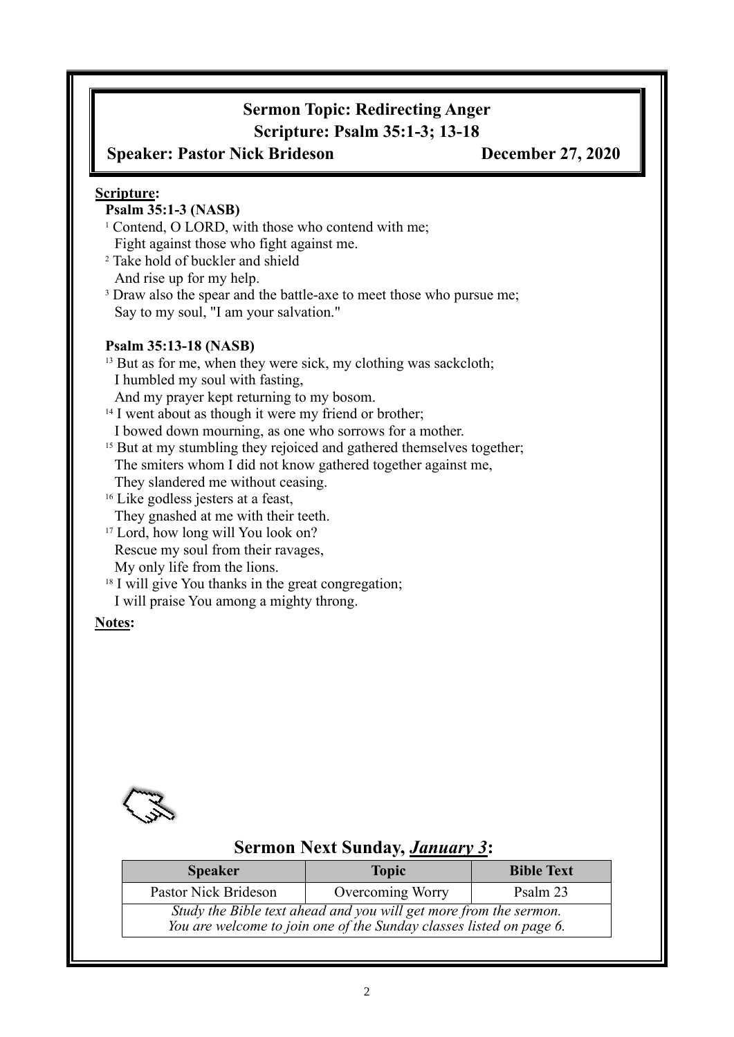## Sermon Topic: Redirecting Anger

### Scripture: Psalm 35:1-3; 13-18

**Speaker: Pastor Nick Brideson** **December 27, 2020**

**Scripture:**

**Psalm 35:1-3 (NASB)**

[1] Contend, O LORD, with those who contend with me;
Fight against those who fight against me.
[2] Take hold of buckler and shield
And rise up for my help.
[3] Draw also the spear and the battle-axe to meet those who pursue me;
Say to my soul, "I am your salvation."

**Psalm 35:13-18 (NASB)**

[13] But as for me, when they were sick, my clothing was sackcloth;
I humbled my soul with fasting,
And my prayer kept returning to my bosom.
[14] I went about as though it were my friend or brother;
I bowed down mourning, as one who sorrows for a mother.
[15] But at my stumbling they rejoiced and gathered themselves together;
The smiters whom I did not know gathered together against me,
They slandered me without ceasing.
[16] Like godless jesters at a feast,
They gnashed at me with their teeth.
[17] Lord, how long will You look on?
Rescue my soul from their ravages,
My only life from the lions.
[18] I will give You thanks in the great congregation;
I will praise You among a mighty throng.

**Notes:**

## Sermon Next Sunday, ***January 3*:**

| Speaker | Topic | Bible Text |
|---|---|---|
| Pastor Nick Brideson | Overcoming Worry | Psalm 23 |
| *Study the Bible text ahead and you will get more from the sermon. You are welcome to join one of the Sunday classes listed on page 6.* | | |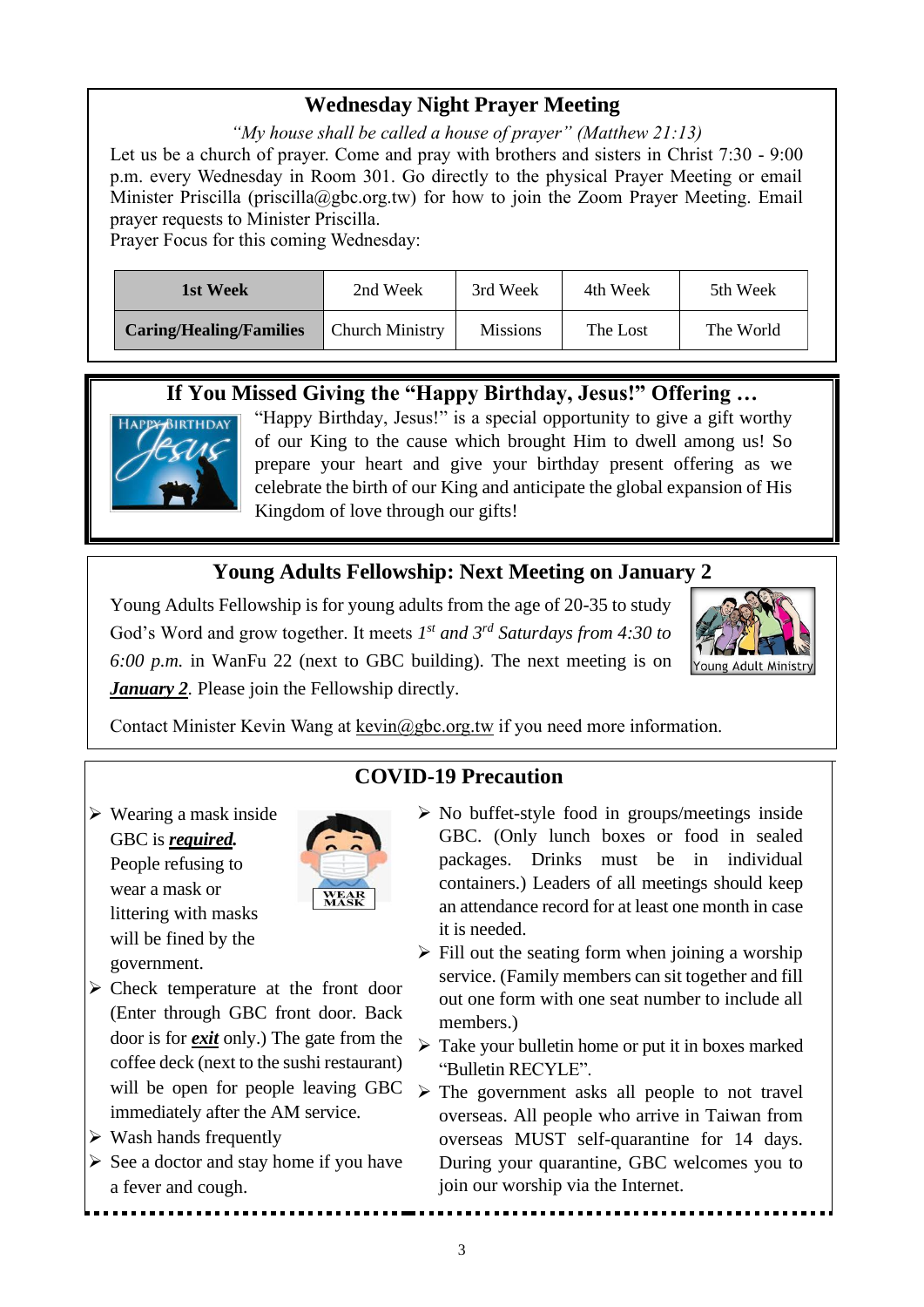## Wednesday Night Prayer Meeting

*"My house shall be called a house of prayer" (Matthew 21:13)*

Let us be a church of prayer. Come and pray with brothers and sisters in Christ 7:30 - 9:00 p.m. every Wednesday in Room 301. Go directly to the physical Prayer Meeting or email Minister Priscilla (priscilla@gbc.org.tw) for how to join the Zoom Prayer Meeting. Email prayer requests to Minister Priscilla.

Prayer Focus for this coming Wednesday:

| **1st Week** | 2nd Week | 3rd Week | 4th Week | 5th Week |
|---|---|---|---|---|
| **Caring/Healing/Families** | Church Ministry | Missions | The Lost | The World |

## If You Missed Giving the "Happy Birthday, Jesus!" Offering …

"Happy Birthday, Jesus!" is a special opportunity to give a gift worthy of our King to the cause which brought Him to dwell among us! So prepare your heart and give your birthday present offering as we celebrate the birth of our King and anticipate the global expansion of His Kingdom of love through our gifts!

## Young Adults Fellowship: Next Meeting on January 2

Young Adults Fellowship is for young adults from the age of 20-35 to study God's Word and grow together. It meets *1st and 3rd Saturdays from 4:30 to 6:00 p.m.* in WanFu 22 (next to GBC building). The next meeting is on ***January 2***. Please join the Fellowship directly.

Contact Minister Kevin Wang at kevin@gbc.org.tw if you need more information.

## COVID-19 Precaution

- Wearing a mask inside GBC is ***required***. People refusing to wear a mask or littering with masks will be fined by the government.
- Check temperature at the front door (Enter through GBC front door. Back door is for ***exit*** only.) The gate from the coffee deck (next to the sushi restaurant) will be open for people leaving GBC immediately after the AM service.
- Wash hands frequently
- See a doctor and stay home if you have a fever and cough.
- No buffet-style food in groups/meetings inside GBC. (Only lunch boxes or food in sealed packages. Drinks must be in individual containers.) Leaders of all meetings should keep an attendance record for at least one month in case it is needed.
- Fill out the seating form when joining a worship service. (Family members can sit together and fill out one form with one seat number to include all members.)
- Take your bulletin home or put it in boxes marked "Bulletin RECYLE".
- The government asks all people to not travel overseas. All people who arrive in Taiwan from overseas MUST self-quarantine for 14 days. During your quarantine, GBC welcomes you to join our worship via the Internet.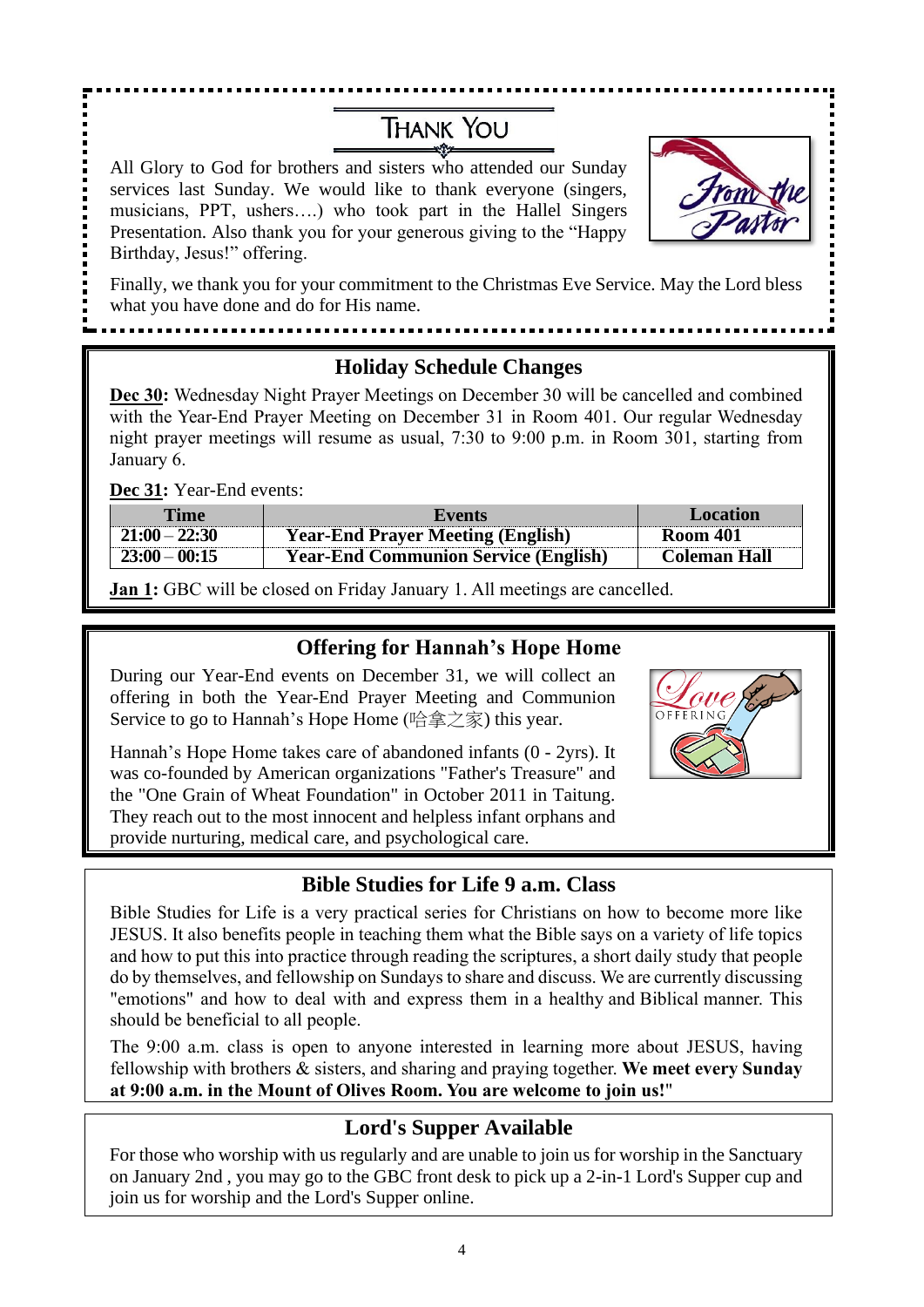## THANK YOU

All Glory to God for brothers and sisters who attended our Sunday services last Sunday. We would like to thank everyone (singers, musicians, PPT, ushers….) who took part in the Hallel Singers Presentation. Also thank you for your generous giving to the "Happy Birthday, Jesus!" offering.

Finally, we thank you for your commitment to the Christmas Eve Service. May the Lord bless what you have done and do for His name.

## Holiday Schedule Changes

**Dec 30:** Wednesday Night Prayer Meetings on December 30 will be cancelled and combined with the Year-End Prayer Meeting on December 31 in Room 401. Our regular Wednesday night prayer meetings will resume as usual, 7:30 to 9:00 p.m. in Room 301, starting from January 6.

**Dec 31:** Year-End events:

| Time | Events | Location |
|---|---|---|
| **21:00 – 22:30** | **Year-End Prayer Meeting (English)** | **Room 401** |
| **23:00 – 00:15** | **Year-End Communion Service (English)** | **Coleman Hall** |

**Jan 1:** GBC will be closed on Friday January 1. All meetings are cancelled.

## Offering for Hannah's Hope Home

During our Year-End events on December 31, we will collect an offering in both the Year-End Prayer Meeting and Communion Service to go to Hannah's Hope Home (哈拿之家) this year.

Hannah's Hope Home takes care of abandoned infants (0 - 2yrs). It was co-founded by American organizations "Father's Treasure" and the "One Grain of Wheat Foundation" in October 2011 in Taitung. They reach out to the most innocent and helpless infant orphans and provide nurturing, medical care, and psychological care.

## Bible Studies for Life 9 a.m. Class

Bible Studies for Life is a very practical series for Christians on how to become more like JESUS. It also benefits people in teaching them what the Bible says on a variety of life topics and how to put this into practice through reading the scriptures, a short daily study that people do by themselves, and fellowship on Sundays to share and discuss. We are currently discussing "emotions" and how to deal with and express them in a healthy and Biblical manner. This should be beneficial to all people.

The 9:00 a.m. class is open to anyone interested in learning more about JESUS, having fellowship with brothers & sisters, and sharing and praying together. **We meet every Sunday at 9:00 a.m. in the Mount of Olives Room. You are welcome to join us!**"

## Lord's Supper Available

For those who worship with us regularly and are unable to join us for worship in the Sanctuary on January 2nd , you may go to the GBC front desk to pick up a 2-in-1 Lord's Supper cup and join us for worship and the Lord's Supper online.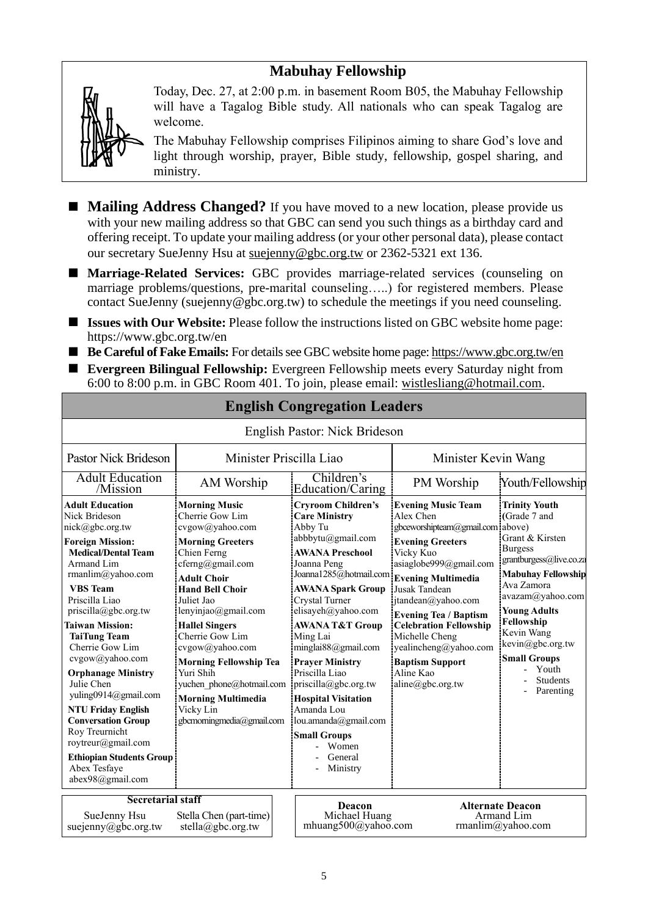## Mabuhay Fellowship

Today, Dec. 27, at 2:00 p.m. in basement Room B05, the Mabuhay Fellowship will have a Tagalog Bible study. All nationals who can speak Tagalog are welcome.

The Mabuhay Fellowship comprises Filipinos aiming to share God's love and light through worship, prayer, Bible study, fellowship, gospel sharing, and ministry.

- **Mailing Address Changed?** If you have moved to a new location, please provide us with your new mailing address so that GBC can send you such things as a birthday card and offering receipt. To update your mailing address (or your other personal data), please contact our secretary SueJenny Hsu at suejenny@gbc.org.tw or 2362-5321 ext 136.
- **Marriage-Related Services:** GBC provides marriage-related services (counseling on marriage problems/questions, pre-marital counseling…..) for registered members. Please contact SueJenny (suejenny@gbc.org.tw) to schedule the meetings if you need counseling.
- **Issues with Our Website:** Please follow the instructions listed on GBC website home page: https://www.gbc.org.tw/en
- **Be Careful of Fake Emails:** For details see GBC website home page: https://www.gbc.org.tw/en
- **Evergreen Bilingual Fellowship:** Evergreen Fellowship meets every Saturday night from 6:00 to 8:00 p.m. in GBC Room 401. To join, please email: wistlesliang@hotmail.com.

## English Congregation Leaders

English Pastor: Nick Brideson

| Pastor Nick Brideson | Minister Priscilla Liao | | Minister Kevin Wang | |
|---|---|---|---|---|
| Adult Education /Mission | AM Worship | Children's Education/Caring | PM Worship | Youth/Fellowship |
| **Adult Education** Nick Brideson nick@gbc.org.tw<br>**Foreign Mission:**<br>**Medical/Dental Team** Armand Lim rmanlim@yahoo.com<br>**VBS Team** Priscilla Liao priscilla@gbc.org.tw<br>**Taiwan Mission:**<br>**TaiTung Team** Cherrie Gow Lim cvgow@yahoo.com<br>**Orphanage Ministry** Julie Chen yuling0914@gmail.com<br>**NTU Friday English Conversation Group** Roy Treurnicht roytreur@gmail.com<br>**Ethiopian Students Group** Abex Tesfaye abex98@gmail.com | **Morning Music** Cherrie Gow Lim cvgow@yahoo.com<br>**Morning Greeters** Chien Ferng cferng@gmail.com<br>**Adult Choir**<br>**Hand Bell Choir** Juliet Jao lenyinjao@gmail.com<br>**Hallel Singers** Cherrie Gow Lim cvgow@yahoo.com<br>**Morning Fellowship Tea** Yuri Shih yuchen_phone@hotmail.com<br>**Morning Multimedia** Vicky Lin gbcmorningmedia@gmail.com | **Cryroom Children's Care Ministry** Abby Tu abbbytu@gmail.com<br>**AWANA Preschool** Joanna Peng Joanna1285@hotmail.com<br>**AWANA Spark Group** Crystal Turner elisayeh@yahoo.com<br>**AWANA T&T Group** Ming Lai minglai88@gmail.com<br>**Prayer Ministry** Priscilla Liao priscilla@gbc.org.tw<br>**Hospital Visitation** Amanda Lou lou.amanda@gmail.com<br>**Small Groups**<br>- Women<br>- General<br>- Ministry | **Evening Music Team** Alex Chen gbceworshipteam@gmail.com<br>**Evening Greeters** Vicky Kuo asiaglobe999@gmail.com<br>**Evening Multimedia** Jusak Tandean jtandean@yahoo.com<br>**Evening Tea / Baptism Celebration Fellowship** Michelle Cheng yealincheng@yahoo.com<br>**Baptism Support** Aline Kao aline@gbc.org.tw | **Trinity Youth** (Grade 7 and above) Grant & Kirsten Burgess grantburgess@live.co.za<br>**Mabuhay Fellowship** Ava Zamora avazam@yahoo.com<br>**Young Adults Fellowship** Kevin Wang kevin@gbc.org.tw<br>**Small Groups**<br>- Youth<br>- Students<br>- Parenting |

| Secretarial staff | |
|---|---|
| SueJenny Hsu suejenny@gbc.org.tw | Stella Chen (part-time) stella@gbc.org.tw |

| Deacon | Alternate Deacon |
|---|---|
| Michael Huang mhuang500@yahoo.com | Armand Lim rmanlim@yahoo.com |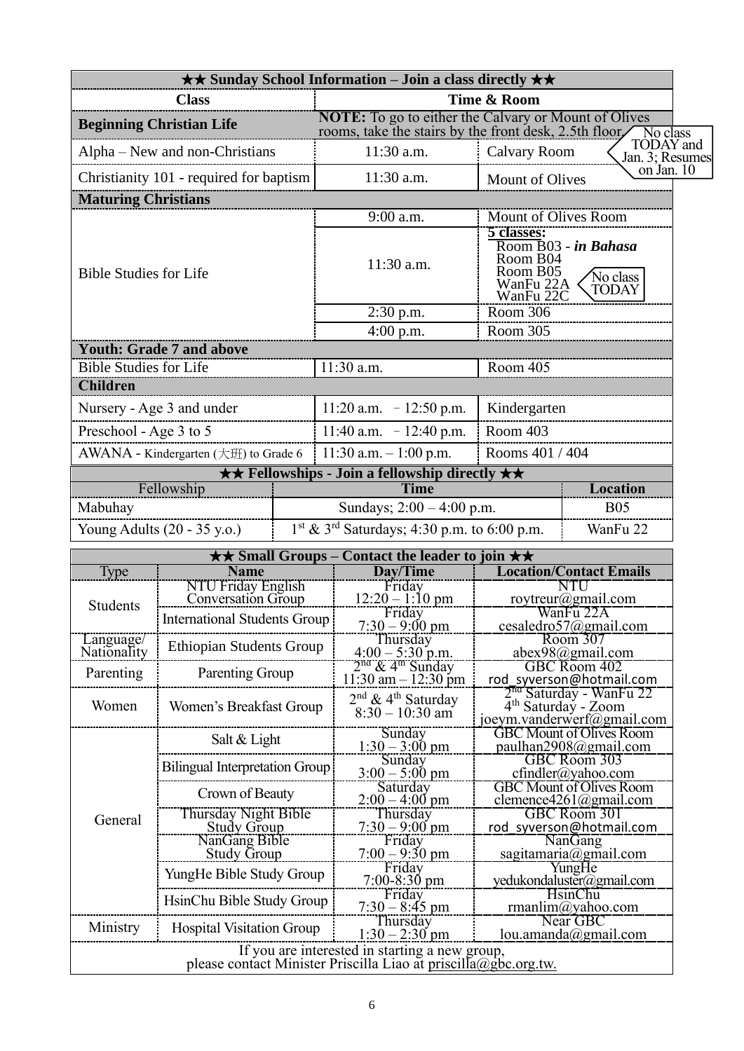| ★★ Sunday School Information – Join a class directly ★★ | | |
|---|---|---|
| **Class** | **Time & Room** | |
| **Beginning Christian Life** | **NOTE:** To go to either the Calvary or Mount of Olives rooms, take the stairs by the front desk, 2.5th floor. | |
| Alpha – New and non-Christians | 11:30 a.m. | Calvary Room (No class TODAY and Jan. 3; Resumes on Jan. 10) |
| Christianity 101 - required for baptism | 11:30 a.m. | Mount of Olives |
| **Maturing Christians** | | |
| Bible Studies for Life | 9:00 a.m. | Mount of Olives Room |
| | 11:30 a.m. | **5 classes:** Room B03 - ***in Bahasa***, Room B04, Room B05, WanFu 22A, WanFu 22C (No class TODAY) |
| | 2:30 p.m. | Room 306 |
| | 4:00 p.m. | Room 305 |
| **Youth: Grade 7 and above** | | |
| Bible Studies for Life | 11:30 a.m. | Room 405 |
| **Children** | | |
| Nursery - Age 3 and under | 11:20 a.m. – 12:50 p.m. | Kindergarten |
| Preschool - Age 3 to 5 | 11:40 a.m. – 12:40 p.m. | Room 403 |
| AWANA - Kindergarten (大班) to Grade 6 | 11:30 a.m. – 1:00 p.m. | Rooms 401 / 404 |

| ★★ Fellowships - Join a fellowship directly ★★ | | |
|---|---|---|
| Fellowship | **Time** | **Location** |
| Mabuhay | Sundays; 2:00 – 4:00 p.m. | B05 |
| Young Adults (20 - 35 y.o.) | 1st & 3rd Saturdays; 4:30 p.m. to 6:00 p.m. | WanFu 22 |

| ★★ Small Groups – Contact the leader to join ★★ | | | |
|---|---|---|---|
| Type | **Name** | **Day/Time** | **Location/Contact Emails** |
| Students | NTU Friday English Conversation Group | Friday 12:20 – 1:10 pm | NTU roytreur@gmail.com |
| | International Students Group | Friday 7:30 – 9:00 pm | WanFu 22A cesaledro57@gmail.com |
| Language/ Nationality | Ethiopian Students Group | Thursday 4:00 – 5:30 p.m. | Room 307 abex98@gmail.com |
| Parenting | Parenting Group | 2nd & 4th Sunday 11:30 am – 12:30 pm | GBC Room 402 rod_syverson@hotmail.com |
| Women | Women's Breakfast Group | 2nd & 4th Saturday 8:30 – 10:30 am | 2nd Saturday - WanFu 22, 4th Saturday - Zoom joeym.vanderwerf@gmail.com |
| General | Salt & Light | Sunday 1:30 – 3:00 pm | GBC Mount of Olives Room paulhan2908@gmail.com |
| | Bilingual Interpretation Group | Sunday 3:00 – 5:00 pm | GBC Room 303 cfindler@yahoo.com |
| | Crown of Beauty | Saturday 2:00 – 4:00 pm | GBC Mount of Olives Room clemence4261@gmail.com |
| | Thursday Night Bible Study Group | Thursday 7:30 – 9:00 pm | GBC Room 301 rod_syverson@hotmail.com |
| | NanGang Bible Study Group | Friday 7:00 – 9:30 pm | NanGang sagitamaria@gmail.com |
| | YungHe Bible Study Group | Friday 7:00-8:30 pm | YungHe yedukondaluster@gmail.com |
| | HsinChu Bible Study Group | Friday 7:30 – 8:45 pm | HsinChu rmanlim@yahoo.com |
| Ministry | Hospital Visitation Group | Thursday 1:30 – 2:30 pm | Near GBC lou.amanda@gmail.com |

If you are interested in starting a new group, please contact Minister Priscilla Liao at priscilla@gbc.org.tw.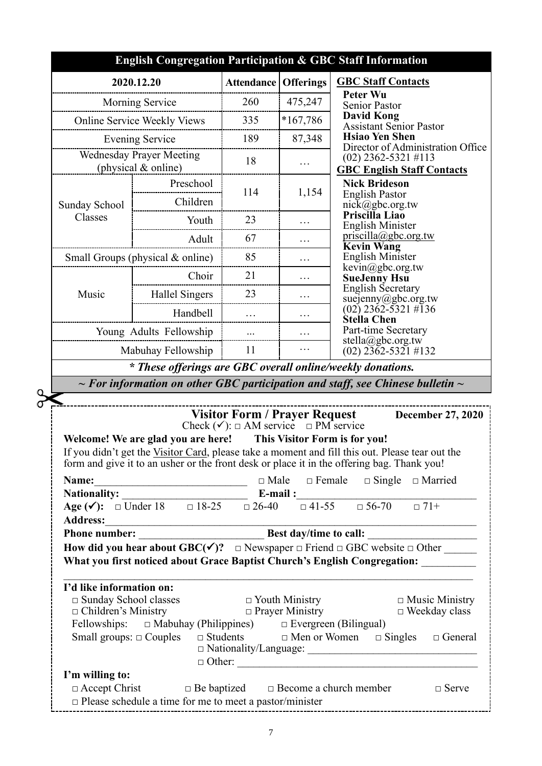## English Congregation Participation & GBC Staff Information

| 2020.12.20 | | Attendance | Offerings |
|---|---|---|---|
| Morning Service | | 260 | 475,247 |
| Online Service Weekly Views | | 335 | *167,786 |
| Evening Service | | 189 | 87,348 |
| Wednesday Prayer Meeting (physical & online) | | 18 | … |
| Sunday School Classes | Preschool | 114 | 1,154 |
| | Children | | |
| | Youth | 23 | … |
| | Adult | 67 | … |
| Small Groups (physical & online) | | 85 | … |
| Music | Choir | 21 | … |
| | Hallel Singers | 23 | … |
| | Handbell | … | … |
| Young Adults Fellowship | | ... | … |
| Mabuhay Fellowship | | 11 | … |

**GBC Staff Contacts**

**Peter Wu**
Senior Pastor
**David Kong**
Assistant Senior Pastor
**Hsiao Yen Shen**
Director of Administration Office
(02) 2362-5321 #113

**GBC English Staff Contacts**

**Nick Brideson**
English Pastor
nick@gbc.org.tw
**Priscilla Liao**
English Minister
priscilla@gbc.org.tw
**Kevin Wang**
English Minister
kevin@gbc.org.tw
**SueJenny Hsu**
English Secretary
suejenny@gbc.org.tw
(02) 2362-5321 #136
**Stella Chen**
Part-time Secretary
stella@gbc.org.tw
(02) 2362-5321 #132

***\* These offerings are GBC overall online/weekly donations.***

***~ For information on other GBC participation and staff, see Chinese bulletin ~***

---

### Visitor Form / Prayer Request

**December 27, 2020**

Check (✓): □ AM service □ PM service

**Welcome! We are glad you are here! This Visitor Form is for you!**

If you didn't get the Visitor Card, please take a moment and fill this out. Please tear out the form and give it to an usher or the front desk or place it in the offering bag. Thank you!

**Name:**_____________________________ □ Male □ Female □ Single □ Married

**Nationality:** ________________________ **E-mail :**________________________________

**Age (✓):** □ Under 18 □ 18-25 □ 26-40 □ 41-55 □ 56-70 □ 71+

**Address:**______________________________________________________________

**Phone number:** ______________________ **Best day/time to call:** ___________________

**How did you hear about GBC(✓)?** □ Newspaper □ Friend □ GBC website □ Other ______

**What you first noticed about Grace Baptist Church's English Congregation:** __________

______________________________________________________________________

**I'd like information on:**

□ Sunday School classes □ Youth Ministry □ Music Ministry
□ Children's Ministry □ Prayer Ministry □ Weekday class
Fellowships: □ Mabuhay (Philippines) □ Evergreen (Bilingual)
Small groups: □ Couples □ Students □ Men or Women □ Singles □ General
□ Nationality/Language: ______________________________
□ Other: ____________________________________________

**I'm willing to:**

□ Accept Christ □ Be baptized □ Become a church member □ Serve
□ Please schedule a time for me to meet a pastor/minister